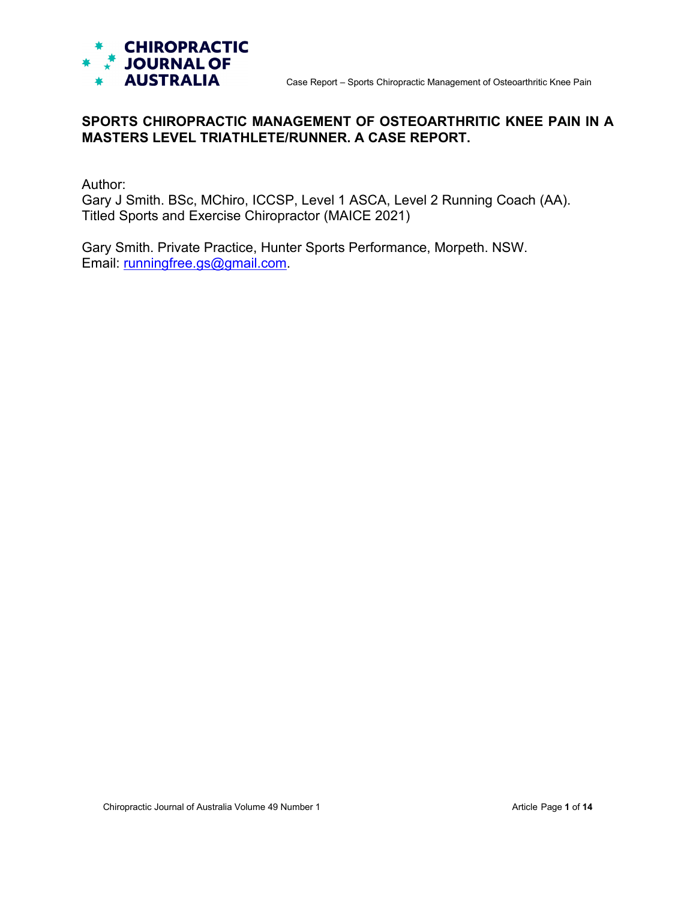# SPORTS CHIROPRACTIC MANAGEMENT OF OSTEOARTHRITIC KNEE PAIN IN A MASTERS LEVEL TRIATHLETE/RUNNER. A CASE REPORT.

Author:
Gary J Smith. BSc, MChiro, ICCSP, Level 1 ASCA, Level 2 Running Coach (AA).
Titled Sports and Exercise Chiropractor (MAICE 2021)

Gary Smith. Private Practice, Hunter Sports Performance, Morpeth. NSW.
Email: runningfree.gs@gmail.com.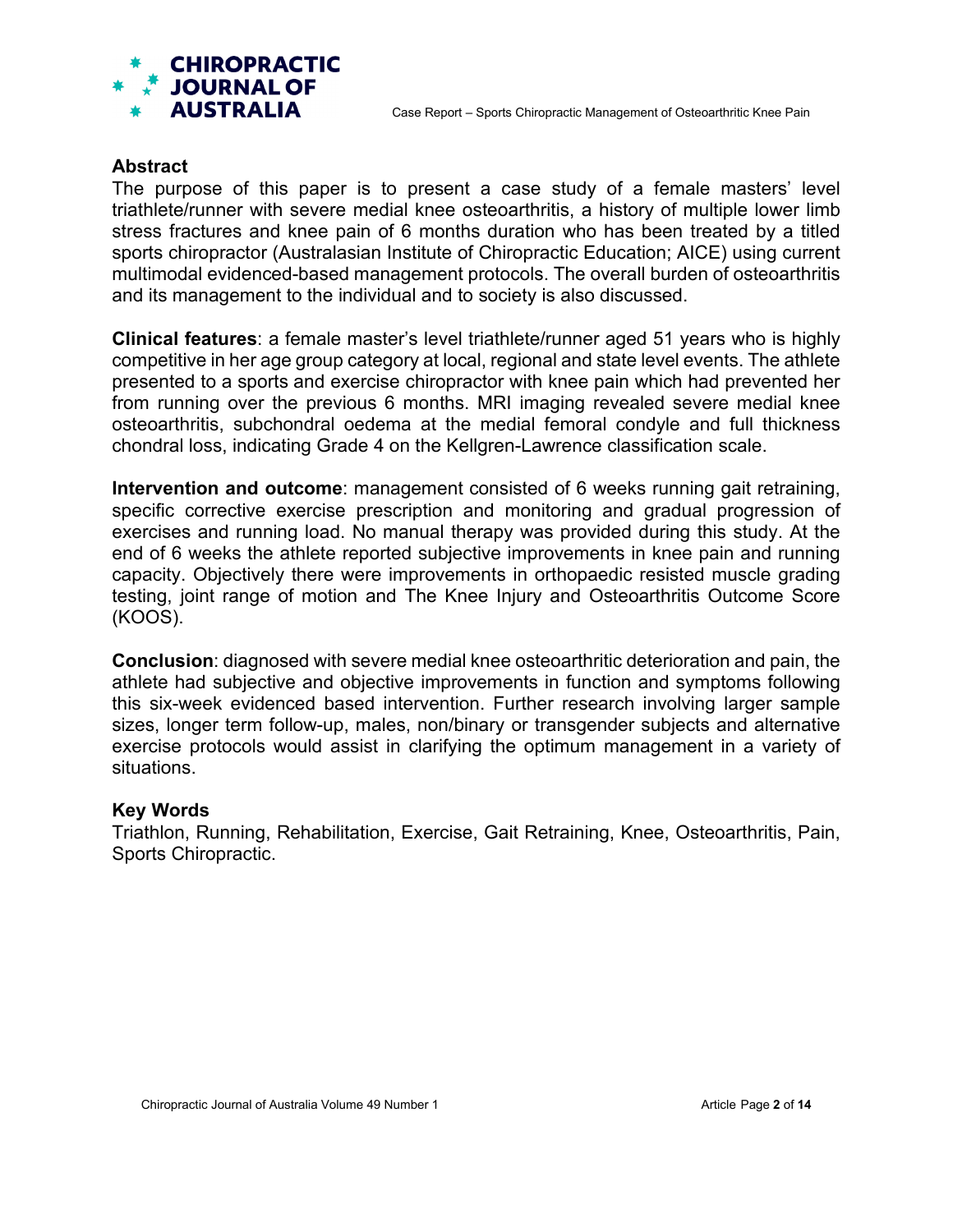## Abstract

The purpose of this paper is to present a case study of a female masters' level triathlete/runner with severe medial knee osteoarthritis, a history of multiple lower limb stress fractures and knee pain of 6 months duration who has been treated by a titled sports chiropractor (Australasian Institute of Chiropractic Education; AICE) using current multimodal evidenced-based management protocols. The overall burden of osteoarthritis and its management to the individual and to society is also discussed.

**Clinical features**: a female master's level triathlete/runner aged 51 years who is highly competitive in her age group category at local, regional and state level events. The athlete presented to a sports and exercise chiropractor with knee pain which had prevented her from running over the previous 6 months. MRI imaging revealed severe medial knee osteoarthritis, subchondral oedema at the medial femoral condyle and full thickness chondral loss, indicating Grade 4 on the Kellgren-Lawrence classification scale.

**Intervention and outcome**: management consisted of 6 weeks running gait retraining, specific corrective exercise prescription and monitoring and gradual progression of exercises and running load. No manual therapy was provided during this study. At the end of 6 weeks the athlete reported subjective improvements in knee pain and running capacity. Objectively there were improvements in orthopaedic resisted muscle grading testing, joint range of motion and The Knee Injury and Osteoarthritis Outcome Score (KOOS).

**Conclusion**: diagnosed with severe medial knee osteoarthritic deterioration and pain, the athlete had subjective and objective improvements in function and symptoms following this six-week evidenced based intervention. Further research involving larger sample sizes, longer term follow-up, males, non/binary or transgender subjects and alternative exercise protocols would assist in clarifying the optimum management in a variety of situations.

### Key Words

Triathlon, Running, Rehabilitation, Exercise, Gait Retraining, Knee, Osteoarthritis, Pain, Sports Chiropractic.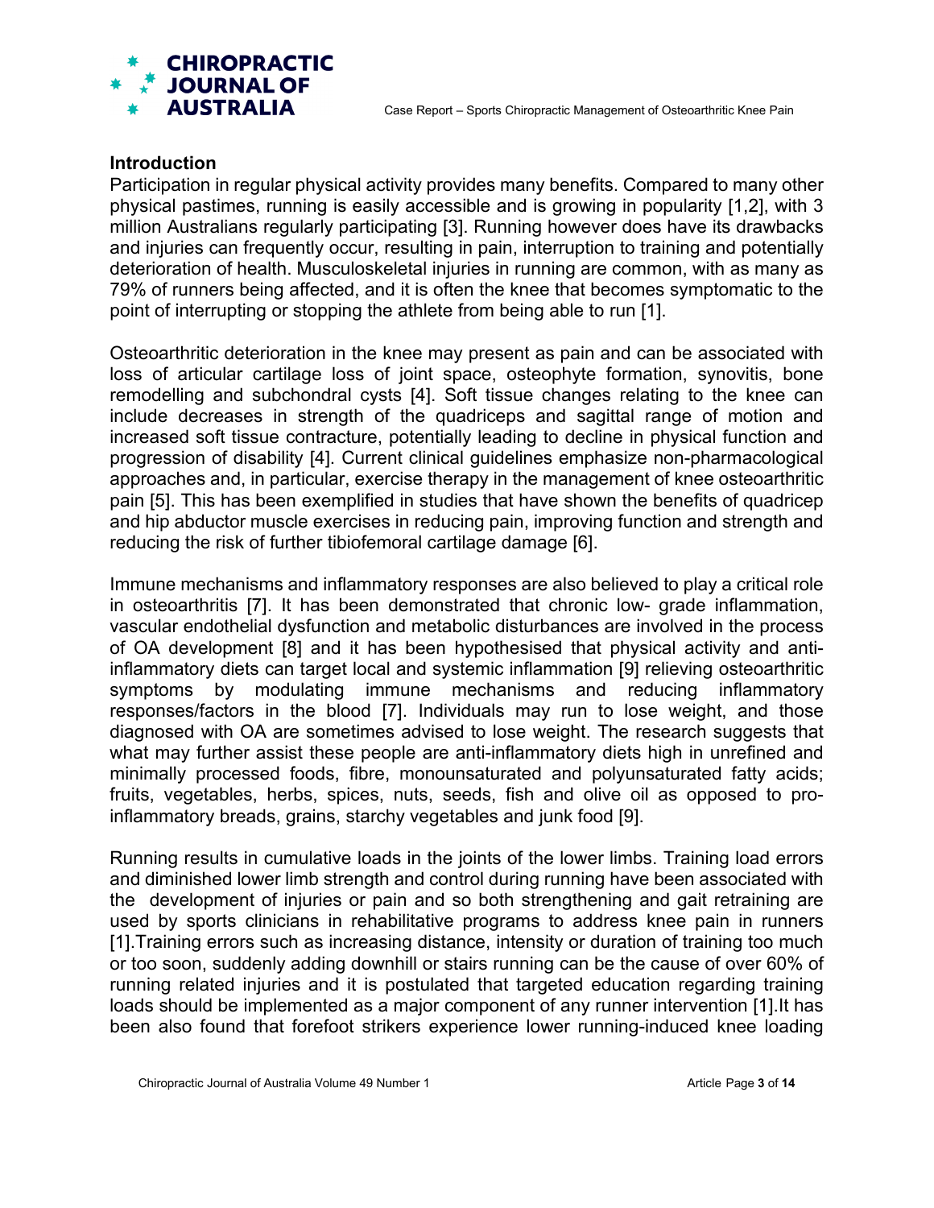## Introduction

Participation in regular physical activity provides many benefits. Compared to many other physical pastimes, running is easily accessible and is growing in popularity [1,2], with 3 million Australians regularly participating [3]. Running however does have its drawbacks and injuries can frequently occur, resulting in pain, interruption to training and potentially deterioration of health. Musculoskeletal injuries in running are common, with as many as 79% of runners being affected, and it is often the knee that becomes symptomatic to the point of interrupting or stopping the athlete from being able to run [1].

Osteoarthritic deterioration in the knee may present as pain and can be associated with loss of articular cartilage loss of joint space, osteophyte formation, synovitis, bone remodelling and subchondral cysts [4]. Soft tissue changes relating to the knee can include decreases in strength of the quadriceps and sagittal range of motion and increased soft tissue contracture, potentially leading to decline in physical function and progression of disability [4]. Current clinical guidelines emphasize non-pharmacological approaches and, in particular, exercise therapy in the management of knee osteoarthritic pain [5]. This has been exemplified in studies that have shown the benefits of quadricep and hip abductor muscle exercises in reducing pain, improving function and strength and reducing the risk of further tibiofemoral cartilage damage [6].

Immune mechanisms and inflammatory responses are also believed to play a critical role in osteoarthritis [7]. It has been demonstrated that chronic low- grade inflammation, vascular endothelial dysfunction and metabolic disturbances are involved in the process of OA development [8] and it has been hypothesised that physical activity and anti-inflammatory diets can target local and systemic inflammation [9] relieving osteoarthritic symptoms by modulating immune mechanisms and reducing inflammatory responses/factors in the blood [7]. Individuals may run to lose weight, and those diagnosed with OA are sometimes advised to lose weight. The research suggests that what may further assist these people are anti-inflammatory diets high in unrefined and minimally processed foods, fibre, monounsaturated and polyunsaturated fatty acids; fruits, vegetables, herbs, spices, nuts, seeds, fish and olive oil as opposed to pro-inflammatory breads, grains, starchy vegetables and junk food [9].

Running results in cumulative loads in the joints of the lower limbs. Training load errors and diminished lower limb strength and control during running have been associated with the development of injuries or pain and so both strengthening and gait retraining are used by sports clinicians in rehabilitative programs to address knee pain in runners [1].Training errors such as increasing distance, intensity or duration of training too much or too soon, suddenly adding downhill or stairs running can be the cause of over 60% of running related injuries and it is postulated that targeted education regarding training loads should be implemented as a major component of any runner intervention [1].It has been also found that forefoot strikers experience lower running-induced knee loading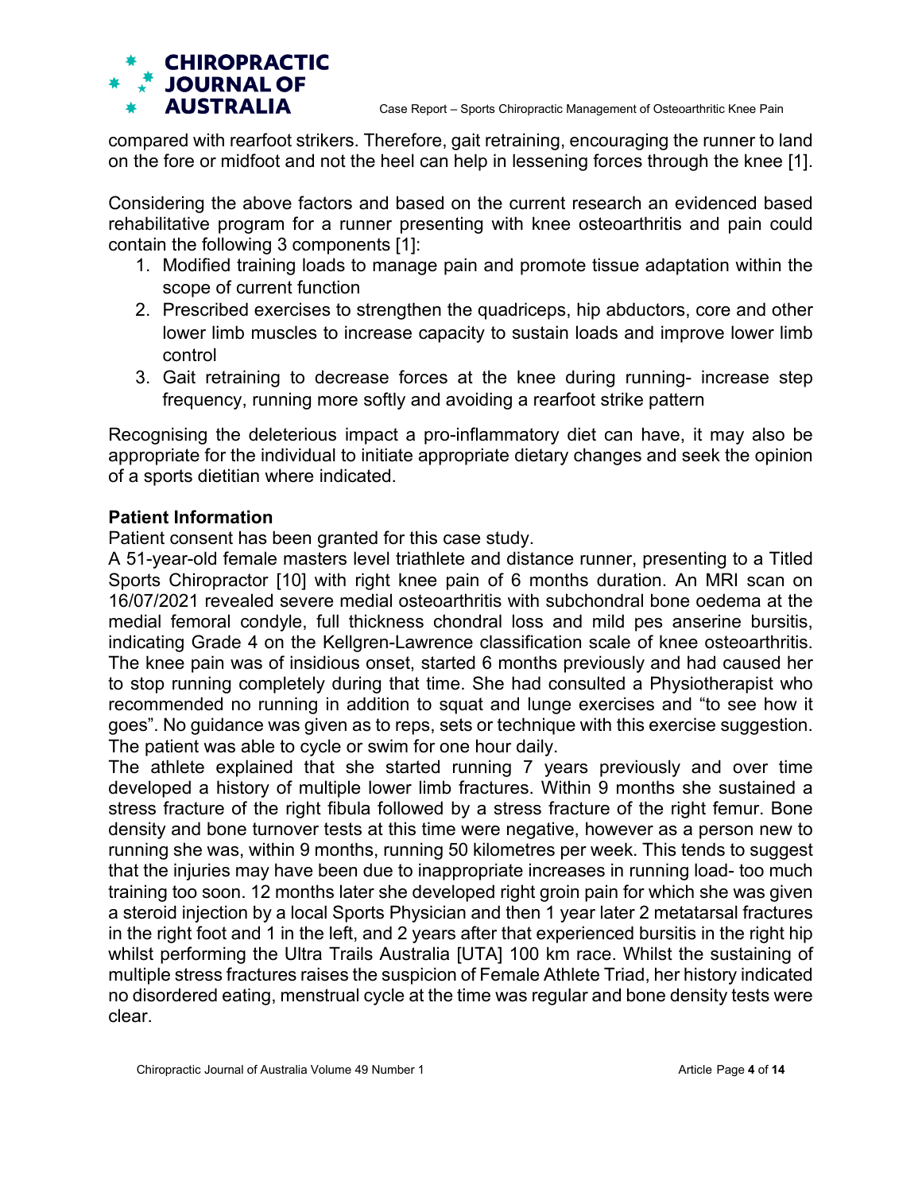compared with rearfoot strikers. Therefore, gait retraining, encouraging the runner to land on the fore or midfoot and not the heel can help in lessening forces through the knee [1].

Considering the above factors and based on the current research an evidenced based rehabilitative program for a runner presenting with knee osteoarthritis and pain could contain the following 3 components [1]:

1. Modified training loads to manage pain and promote tissue adaptation within the scope of current function
2. Prescribed exercises to strengthen the quadriceps, hip abductors, core and other lower limb muscles to increase capacity to sustain loads and improve lower limb control
3. Gait retraining to decrease forces at the knee during running- increase step frequency, running more softly and avoiding a rearfoot strike pattern

Recognising the deleterious impact a pro-inflammatory diet can have, it may also be appropriate for the individual to initiate appropriate dietary changes and seek the opinion of a sports dietitian where indicated.

**Patient Information**

Patient consent has been granted for this case study.

A 51-year-old female masters level triathlete and distance runner, presenting to a Titled Sports Chiropractor [10] with right knee pain of 6 months duration. An MRI scan on 16/07/2021 revealed severe medial osteoarthritis with subchondral bone oedema at the medial femoral condyle, full thickness chondral loss and mild pes anserine bursitis, indicating Grade 4 on the Kellgren-Lawrence classification scale of knee osteoarthritis. The knee pain was of insidious onset, started 6 months previously and had caused her to stop running completely during that time. She had consulted a Physiotherapist who recommended no running in addition to squat and lunge exercises and "to see how it goes". No guidance was given as to reps, sets or technique with this exercise suggestion. The patient was able to cycle or swim for one hour daily.

The athlete explained that she started running 7 years previously and over time developed a history of multiple lower limb fractures. Within 9 months she sustained a stress fracture of the right fibula followed by a stress fracture of the right femur. Bone density and bone turnover tests at this time were negative, however as a person new to running she was, within 9 months, running 50 kilometres per week. This tends to suggest that the injuries may have been due to inappropriate increases in running load- too much training too soon. 12 months later she developed right groin pain for which she was given a steroid injection by a local Sports Physician and then 1 year later 2 metatarsal fractures in the right foot and 1 in the left, and 2 years after that experienced bursitis in the right hip whilst performing the Ultra Trails Australia [UTA] 100 km race. Whilst the sustaining of multiple stress fractures raises the suspicion of Female Athlete Triad, her history indicated no disordered eating, menstrual cycle at the time was regular and bone density tests were clear.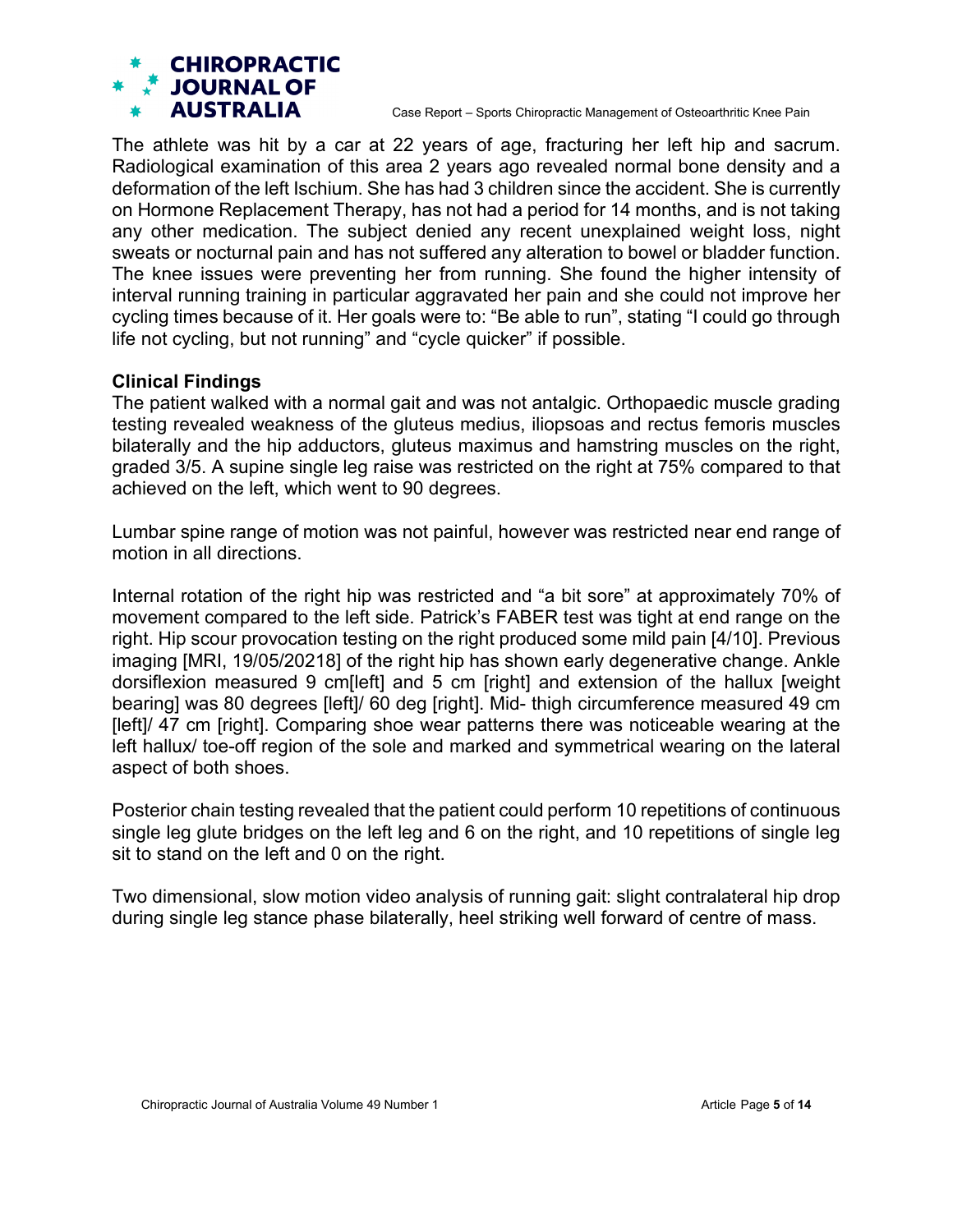The athlete was hit by a car at 22 years of age, fracturing her left hip and sacrum. Radiological examination of this area 2 years ago revealed normal bone density and a deformation of the left Ischium. She has had 3 children since the accident. She is currently on Hormone Replacement Therapy, has not had a period for 14 months, and is not taking any other medication. The subject denied any recent unexplained weight loss, night sweats or nocturnal pain and has not suffered any alteration to bowel or bladder function. The knee issues were preventing her from running. She found the higher intensity of interval running training in particular aggravated her pain and she could not improve her cycling times because of it. Her goals were to: "Be able to run", stating "I could go through life not cycling, but not running" and "cycle quicker" if possible.

**Clinical Findings**

The patient walked with a normal gait and was not antalgic. Orthopaedic muscle grading testing revealed weakness of the gluteus medius, iliopsoas and rectus femoris muscles bilaterally and the hip adductors, gluteus maximus and hamstring muscles on the right, graded 3/5. A supine single leg raise was restricted on the right at 75% compared to that achieved on the left, which went to 90 degrees.

Lumbar spine range of motion was not painful, however was restricted near end range of motion in all directions.

Internal rotation of the right hip was restricted and "a bit sore" at approximately 70% of movement compared to the left side. Patrick's FABER test was tight at end range on the right. Hip scour provocation testing on the right produced some mild pain [4/10]. Previous imaging [MRI, 19/05/20218] of the right hip has shown early degenerative change. Ankle dorsiflexion measured 9 cm[left] and 5 cm [right] and extension of the hallux [weight bearing] was 80 degrees [left]/ 60 deg [right]. Mid- thigh circumference measured 49 cm [left]/ 47 cm [right]. Comparing shoe wear patterns there was noticeable wearing at the left hallux/ toe-off region of the sole and marked and symmetrical wearing on the lateral aspect of both shoes.

Posterior chain testing revealed that the patient could perform 10 repetitions of continuous single leg glute bridges on the left leg and 6 on the right, and 10 repetitions of single leg sit to stand on the left and 0 on the right.

Two dimensional, slow motion video analysis of running gait: slight contralateral hip drop during single leg stance phase bilaterally, heel striking well forward of centre of mass.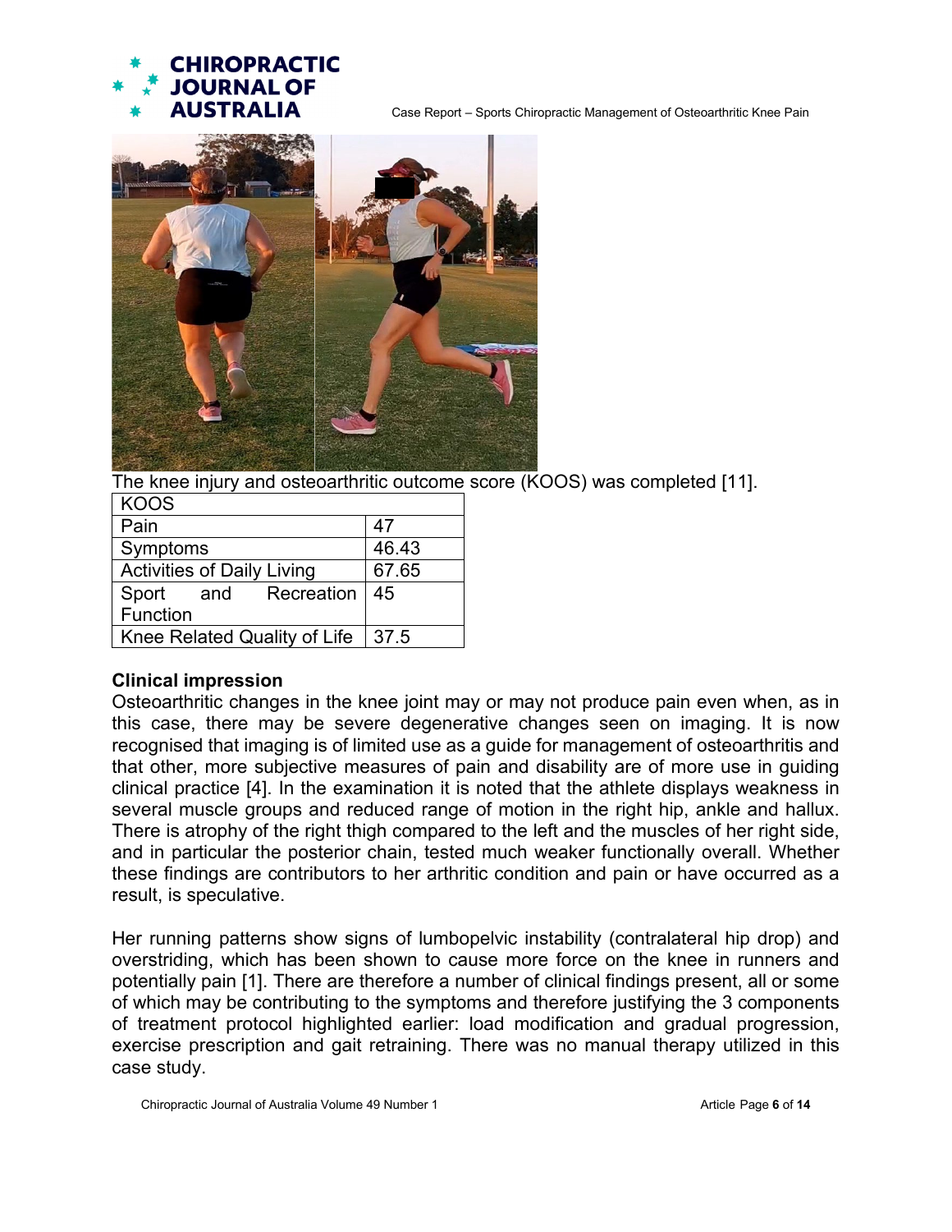The knee injury and osteoarthritic outcome score (KOOS) was completed [11].

| KOOS | |
|---|---|
| Pain | 47 |
| Symptoms | 46.43 |
| Activities of Daily Living | 67.65 |
| Sport and Recreation Function | 45 |
| Knee Related Quality of Life | 37.5 |

**Clinical impression**

Osteoarthritic changes in the knee joint may or may not produce pain even when, as in this case, there may be severe degenerative changes seen on imaging. It is now recognised that imaging is of limited use as a guide for management of osteoarthritis and that other, more subjective measures of pain and disability are of more use in guiding clinical practice [4]. In the examination it is noted that the athlete displays weakness in several muscle groups and reduced range of motion in the right hip, ankle and hallux. There is atrophy of the right thigh compared to the left and the muscles of her right side, and in particular the posterior chain, tested much weaker functionally overall. Whether these findings are contributors to her arthritic condition and pain or have occurred as a result, is speculative.

Her running patterns show signs of lumbopelvic instability (contralateral hip drop) and overstriding, which has been shown to cause more force on the knee in runners and potentially pain [1]. There are therefore a number of clinical findings present, all or some of which may be contributing to the symptoms and therefore justifying the 3 components of treatment protocol highlighted earlier: load modification and gradual progression, exercise prescription and gait retraining. There was no manual therapy utilized in this case study.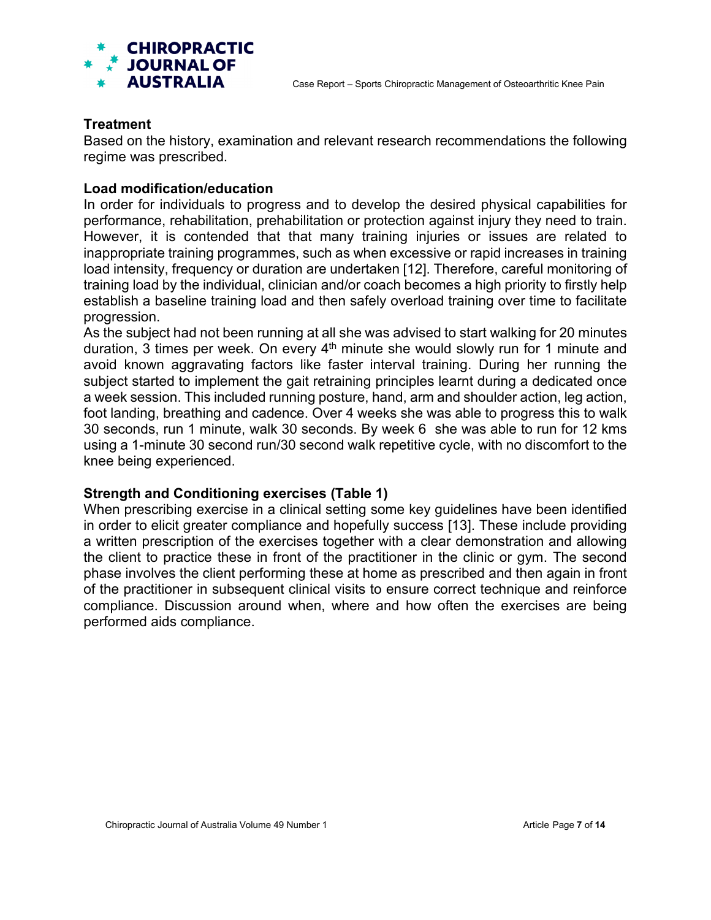### Treatment

Based on the history, examination and relevant research recommendations the following regime was prescribed.

### Load modification/education

In order for individuals to progress and to develop the desired physical capabilities for performance, rehabilitation, prehabilitation or protection against injury they need to train. However, it is contended that that many training injuries or issues are related to inappropriate training programmes, such as when excessive or rapid increases in training load intensity, frequency or duration are undertaken [12]. Therefore, careful monitoring of training load by the individual, clinician and/or coach becomes a high priority to firstly help establish a baseline training load and then safely overload training over time to facilitate progression.

As the subject had not been running at all she was advised to start walking for 20 minutes duration, 3 times per week. On every 4th minute she would slowly run for 1 minute and avoid known aggravating factors like faster interval training. During her running the subject started to implement the gait retraining principles learnt during a dedicated once a week session. This included running posture, hand, arm and shoulder action, leg action, foot landing, breathing and cadence. Over 4 weeks she was able to progress this to walk 30 seconds, run 1 minute, walk 30 seconds. By week 6 she was able to run for 12 kms using a 1-minute 30 second run/30 second walk repetitive cycle, with no discomfort to the knee being experienced.

### Strength and Conditioning exercises (Table 1)

When prescribing exercise in a clinical setting some key guidelines have been identified in order to elicit greater compliance and hopefully success [13]. These include providing a written prescription of the exercises together with a clear demonstration and allowing the client to practice these in front of the practitioner in the clinic or gym. The second phase involves the client performing these at home as prescribed and then again in front of the practitioner in subsequent clinical visits to ensure correct technique and reinforce compliance. Discussion around when, where and how often the exercises are being performed aids compliance.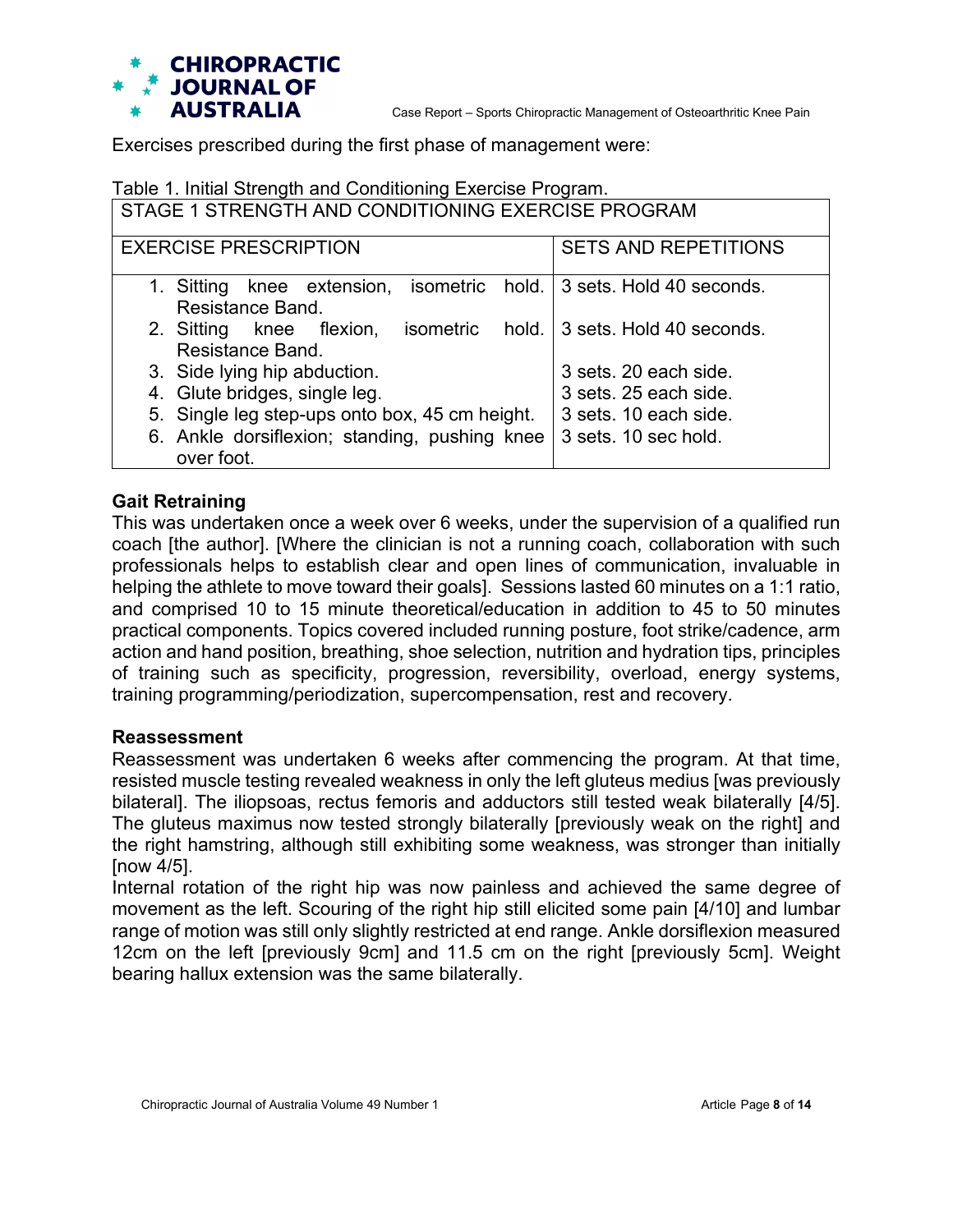Exercises prescribed during the first phase of management were:

Table 1. Initial Strength and Conditioning Exercise Program.

| STAGE 1 STRENGTH AND CONDITIONING EXERCISE PROGRAM | |
|---|---|
| EXERCISE PRESCRIPTION | SETS AND REPETITIONS |
| 1. Sitting knee extension, isometric hold. Resistance Band. | 3 sets. Hold 40 seconds. |
| 2. Sitting knee flexion, isometric hold. Resistance Band. | 3 sets. Hold 40 seconds. |
| 3. Side lying hip abduction. | 3 sets. 20 each side. |
| 4. Glute bridges, single leg. | 3 sets. 25 each side. |
| 5. Single leg step-ups onto box, 45 cm height. | 3 sets. 10 each side. |
| 6. Ankle dorsiflexion; standing, pushing knee over foot. | 3 sets. 10 sec hold. |

**Gait Retraining**

This was undertaken once a week over 6 weeks, under the supervision of a qualified run coach [the author]. [Where the clinician is not a running coach, collaboration with such professionals helps to establish clear and open lines of communication, invaluable in helping the athlete to move toward their goals]. Sessions lasted 60 minutes on a 1:1 ratio, and comprised 10 to 15 minute theoretical/education in addition to 45 to 50 minutes practical components. Topics covered included running posture, foot strike/cadence, arm action and hand position, breathing, shoe selection, nutrition and hydration tips, principles of training such as specificity, progression, reversibility, overload, energy systems, training programming/periodization, supercompensation, rest and recovery.

**Reassessment**

Reassessment was undertaken 6 weeks after commencing the program. At that time, resisted muscle testing revealed weakness in only the left gluteus medius [was previously bilateral]. The iliopsoas, rectus femoris and adductors still tested weak bilaterally [4/5]. The gluteus maximus now tested strongly bilaterally [previously weak on the right] and the right hamstring, although still exhibiting some weakness, was stronger than initially [now 4/5].

Internal rotation of the right hip was now painless and achieved the same degree of movement as the left. Scouring of the right hip still elicited some pain [4/10] and lumbar range of motion was still only slightly restricted at end range. Ankle dorsiflexion measured 12cm on the left [previously 9cm] and 11.5 cm on the right [previously 5cm]. Weight bearing hallux extension was the same bilaterally.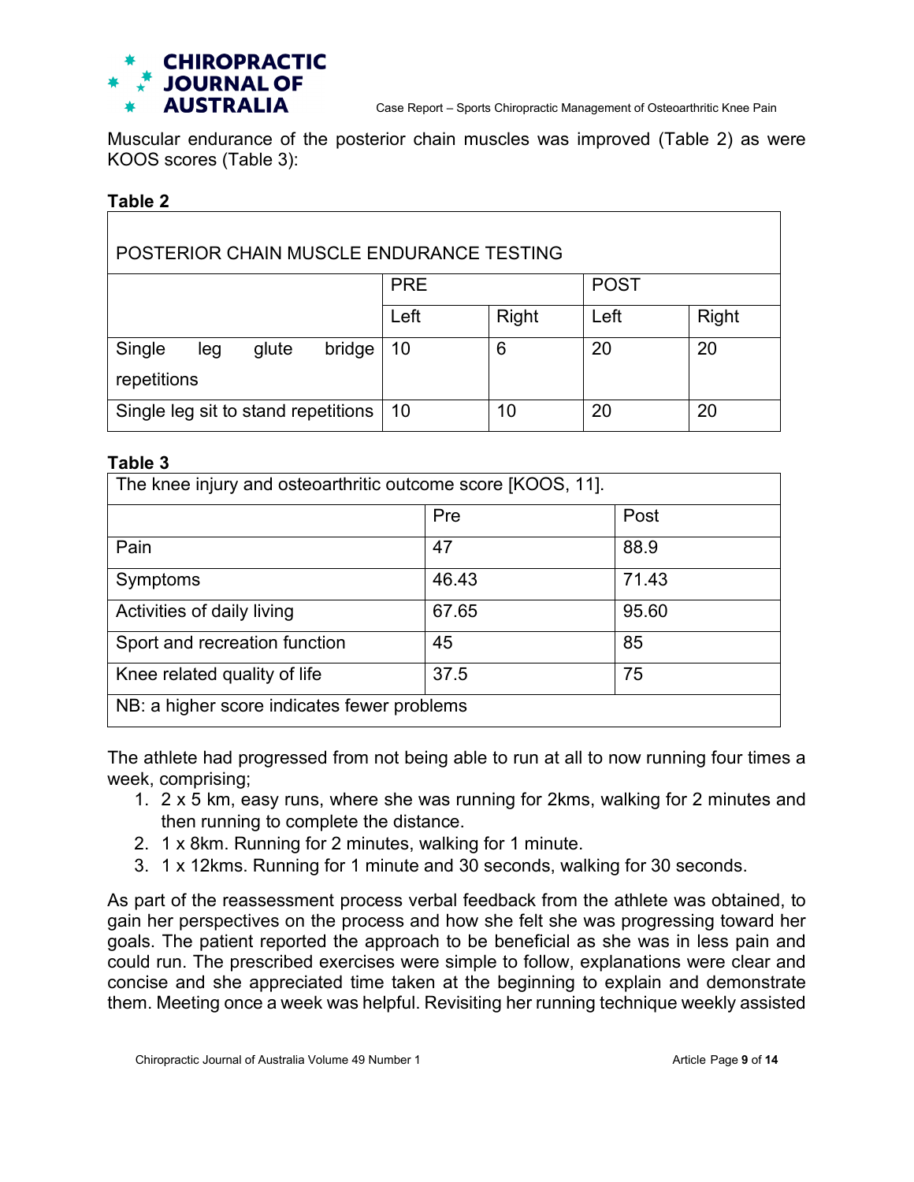Muscular endurance of the posterior chain muscles was improved (Table 2) as were KOOS scores (Table 3):

**Table 2**

| POSTERIOR CHAIN MUSCLE ENDURANCE TESTING | | | | |
|---|---|---|---|---|
| | PRE | | POST | |
| | Left | Right | Left | Right |
| Single leg glute bridge repetitions | 10 | 6 | 20 | 20 |
| Single leg sit to stand repetitions | 10 | 10 | 20 | 20 |

**Table 3**

| The knee injury and osteoarthritic outcome score [KOOS, 11]. | | |
|---|---|---|
| | Pre | Post |
| Pain | 47 | 88.9 |
| Symptoms | 46.43 | 71.43 |
| Activities of daily living | 67.65 | 95.60 |
| Sport and recreation function | 45 | 85 |
| Knee related quality of life | 37.5 | 75 |
| NB: a higher score indicates fewer problems | | |

The athlete had progressed from not being able to run at all to now running four times a week, comprising;

1. 2 x 5 km, easy runs, where she was running for 2kms, walking for 2 minutes and then running to complete the distance.
2. 1 x 8km. Running for 2 minutes, walking for 1 minute.
3. 1 x 12kms. Running for 1 minute and 30 seconds, walking for 30 seconds.

As part of the reassessment process verbal feedback from the athlete was obtained, to gain her perspectives on the process and how she felt she was progressing toward her goals. The patient reported the approach to be beneficial as she was in less pain and could run. The prescribed exercises were simple to follow, explanations were clear and concise and she appreciated time taken at the beginning to explain and demonstrate them. Meeting once a week was helpful. Revisiting her running technique weekly assisted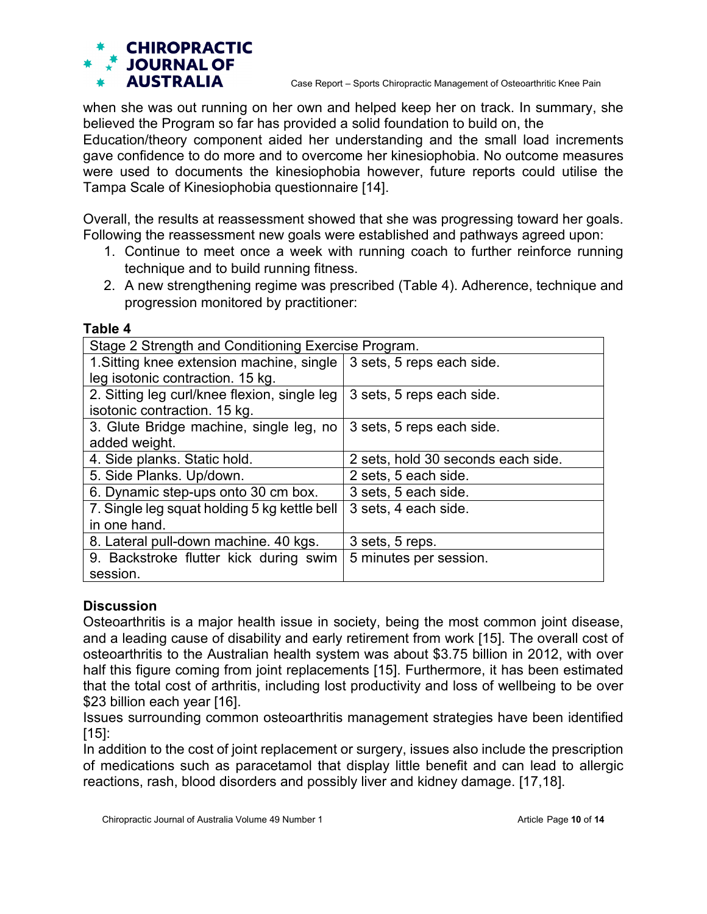when she was out running on her own and helped keep her on track. In summary, she believed the Program so far has provided a solid foundation to build on, the Education/theory component aided her understanding and the small load increments gave confidence to do more and to overcome her kinesiophobia. No outcome measures were used to documents the kinesiophobia however, future reports could utilise the Tampa Scale of Kinesiophobia questionnaire [14].

Overall, the results at reassessment showed that she was progressing toward her goals. Following the reassessment new goals were established and pathways agreed upon:

1. Continue to meet once a week with running coach to further reinforce running technique and to build running fitness.
2. A new strengthening regime was prescribed (Table 4). Adherence, technique and progression monitored by practitioner:

**Table 4**

| Stage 2 Strength and Conditioning Exercise Program. | |
|---|---|
| 1.Sitting knee extension machine, single leg isotonic contraction. 15 kg. | 3 sets, 5 reps each side. |
| 2. Sitting leg curl/knee flexion, single leg isotonic contraction. 15 kg. | 3 sets, 5 reps each side. |
| 3. Glute Bridge machine, single leg, no added weight. | 3 sets, 5 reps each side. |
| 4. Side planks. Static hold. | 2 sets, hold 30 seconds each side. |
| 5. Side Planks. Up/down. | 2 sets, 5 each side. |
| 6. Dynamic step-ups onto 30 cm box. | 3 sets, 5 each side. |
| 7. Single leg squat holding 5 kg kettle bell in one hand. | 3 sets, 4 each side. |
| 8. Lateral pull-down machine. 40 kgs. | 3 sets, 5 reps. |
| 9. Backstroke flutter kick during swim session. | 5 minutes per session. |

## Discussion

Osteoarthritis is a major health issue in society, being the most common joint disease, and a leading cause of disability and early retirement from work [15]. The overall cost of osteoarthritis to the Australian health system was about $3.75 billion in 2012, with over half this figure coming from joint replacements [15]. Furthermore, it has been estimated that the total cost of arthritis, including lost productivity and loss of wellbeing to be over $23 billion each year [16].

Issues surrounding common osteoarthritis management strategies have been identified [15]:

In addition to the cost of joint replacement or surgery, issues also include the prescription of medications such as paracetamol that display little benefit and can lead to allergic reactions, rash, blood disorders and possibly liver and kidney damage. [17,18].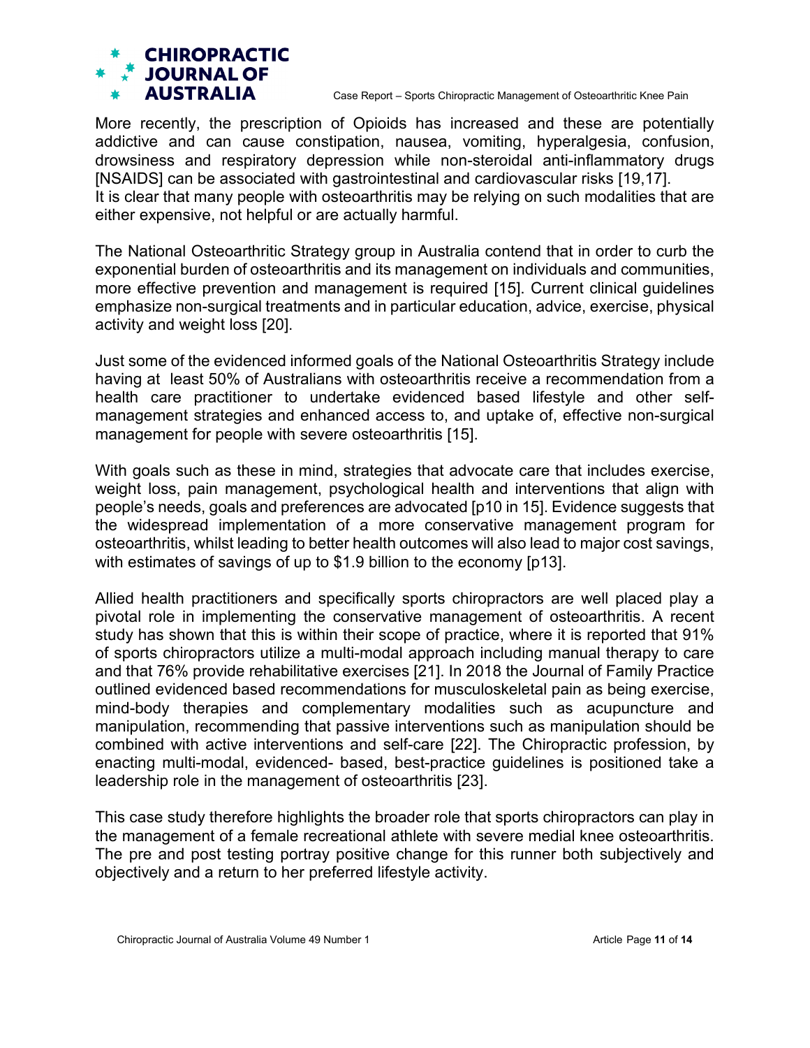More recently, the prescription of Opioids has increased and these are potentially addictive and can cause constipation, nausea, vomiting, hyperalgesia, confusion, drowsiness and respiratory depression while non-steroidal anti-inflammatory drugs [NSAIDS] can be associated with gastrointestinal and cardiovascular risks [19,17].
It is clear that many people with osteoarthritis may be relying on such modalities that are either expensive, not helpful or are actually harmful.

The National Osteoarthritic Strategy group in Australia contend that in order to curb the exponential burden of osteoarthritis and its management on individuals and communities, more effective prevention and management is required [15]. Current clinical guidelines emphasize non-surgical treatments and in particular education, advice, exercise, physical activity and weight loss [20].

Just some of the evidenced informed goals of the National Osteoarthritis Strategy include having at least 50% of Australians with osteoarthritis receive a recommendation from a health care practitioner to undertake evidenced based lifestyle and other self-management strategies and enhanced access to, and uptake of, effective non-surgical management for people with severe osteoarthritis [15].

With goals such as these in mind, strategies that advocate care that includes exercise, weight loss, pain management, psychological health and interventions that align with people's needs, goals and preferences are advocated [p10 in 15]. Evidence suggests that the widespread implementation of a more conservative management program for osteoarthritis, whilst leading to better health outcomes will also lead to major cost savings, with estimates of savings of up to $1.9 billion to the economy [p13].

Allied health practitioners and specifically sports chiropractors are well placed play a pivotal role in implementing the conservative management of osteoarthritis. A recent study has shown that this is within their scope of practice, where it is reported that 91% of sports chiropractors utilize a multi-modal approach including manual therapy to care and that 76% provide rehabilitative exercises [21]. In 2018 the Journal of Family Practice outlined evidenced based recommendations for musculoskeletal pain as being exercise, mind-body therapies and complementary modalities such as acupuncture and manipulation, recommending that passive interventions such as manipulation should be combined with active interventions and self-care [22]. The Chiropractic profession, by enacting multi-modal, evidenced- based, best-practice guidelines is positioned take a leadership role in the management of osteoarthritis [23].

This case study therefore highlights the broader role that sports chiropractors can play in the management of a female recreational athlete with severe medial knee osteoarthritis. The pre and post testing portray positive change for this runner both subjectively and objectively and a return to her preferred lifestyle activity.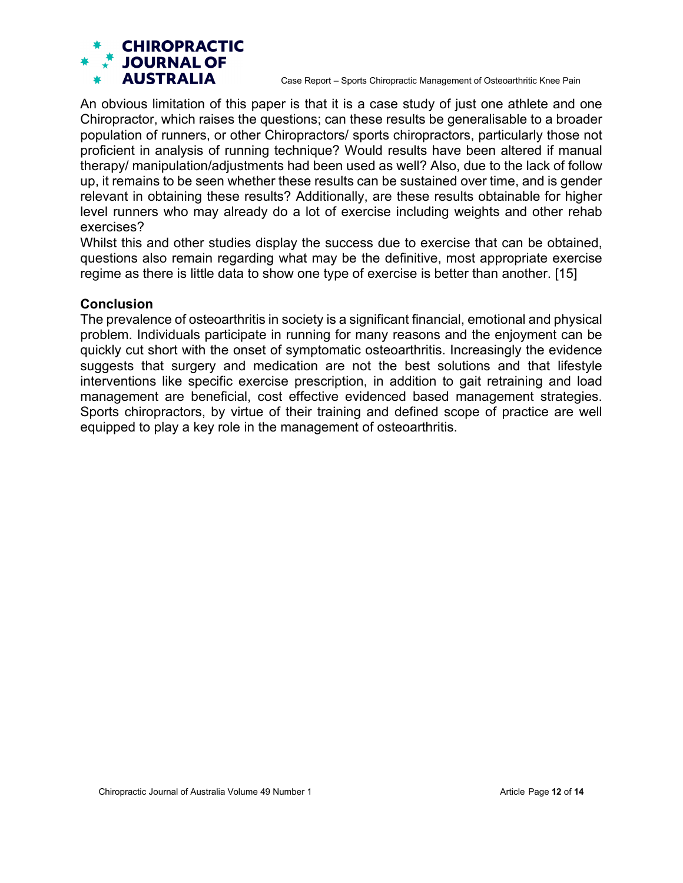An obvious limitation of this paper is that it is a case study of just one athlete and one Chiropractor, which raises the questions; can these results be generalisable to a broader population of runners, or other Chiropractors/ sports chiropractors, particularly those not proficient in analysis of running technique? Would results have been altered if manual therapy/ manipulation/adjustments had been used as well? Also, due to the lack of follow up, it remains to be seen whether these results can be sustained over time, and is gender relevant in obtaining these results? Additionally, are these results obtainable for higher level runners who may already do a lot of exercise including weights and other rehab exercises?

Whilst this and other studies display the success due to exercise that can be obtained, questions also remain regarding what may be the definitive, most appropriate exercise regime as there is little data to show one type of exercise is better than another. [15]

## Conclusion

The prevalence of osteoarthritis in society is a significant financial, emotional and physical problem. Individuals participate in running for many reasons and the enjoyment can be quickly cut short with the onset of symptomatic osteoarthritis. Increasingly the evidence suggests that surgery and medication are not the best solutions and that lifestyle interventions like specific exercise prescription, in addition to gait retraining and load management are beneficial, cost effective evidenced based management strategies. Sports chiropractors, by virtue of their training and defined scope of practice are well equipped to play a key role in the management of osteoarthritis.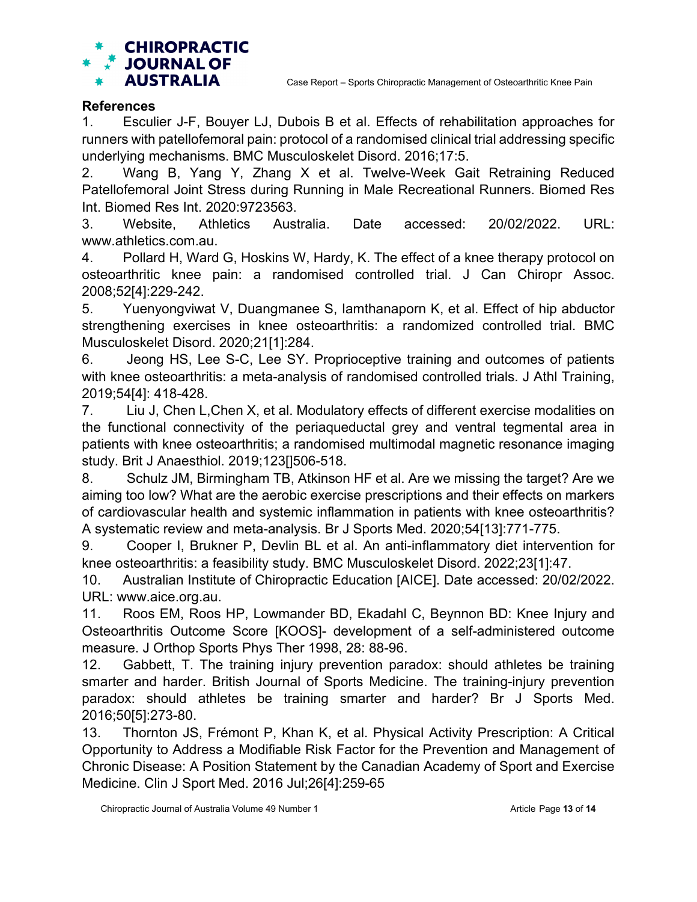## References

1. Esculier J-F, Bouyer LJ, Dubois B et al. Effects of rehabilitation approaches for runners with patellofemoral pain: protocol of a randomised clinical trial addressing specific underlying mechanisms. BMC Musculoskelet Disord. 2016;17:5.
2. Wang B, Yang Y, Zhang X et al. Twelve-Week Gait Retraining Reduced Patellofemoral Joint Stress during Running in Male Recreational Runners. Biomed Res Int. Biomed Res Int. 2020:9723563.
3. Website, Athletics Australia. Date accessed: 20/02/2022. URL: www.athletics.com.au.
4. Pollard H, Ward G, Hoskins W, Hardy, K. The effect of a knee therapy protocol on osteoarthritic knee pain: a randomised controlled trial. J Can Chiropr Assoc. 2008;52[4]:229-242.
5. Yuenyongviwat V, Duangmanee S, Iamthanaporn K, et al. Effect of hip abductor strengthening exercises in knee osteoarthritis: a randomized controlled trial. BMC Musculoskelet Disord. 2020;21[1]:284.
6. Jeong HS, Lee S-C, Lee SY. Proprioceptive training and outcomes of patients with knee osteoarthritis: a meta-analysis of randomised controlled trials. J Athl Training, 2019;54[4]: 418-428.
7. Liu J, Chen L,Chen X, et al. Modulatory effects of different exercise modalities on the functional connectivity of the periaqueductal grey and ventral tegmental area in patients with knee osteoarthritis; a randomised multimodal magnetic resonance imaging study. Brit J Anaesthiol. 2019;123[]506-518.
8. Schulz JM, Birmingham TB, Atkinson HF et al. Are we missing the target? Are we aiming too low? What are the aerobic exercise prescriptions and their effects on markers of cardiovascular health and systemic inflammation in patients with knee osteoarthritis? A systematic review and meta-analysis. Br J Sports Med. 2020;54[13]:771-775.
9. Cooper I, Brukner P, Devlin BL et al. An anti-inflammatory diet intervention for knee osteoarthritis: a feasibility study. BMC Musculoskelet Disord. 2022;23[1]:47.
10. Australian Institute of Chiropractic Education [AICE]. Date accessed: 20/02/2022. URL: www.aice.org.au.
11. Roos EM, Roos HP, Lowmander BD, Ekadahl C, Beynnon BD: Knee Injury and Osteoarthritis Outcome Score [KOOS]- development of a self-administered outcome measure. J Orthop Sports Phys Ther 1998, 28: 88-96.
12. Gabbett, T. The training injury prevention paradox: should athletes be training smarter and harder. British Journal of Sports Medicine. The training-injury prevention paradox: should athletes be training smarter and harder? Br J Sports Med. 2016;50[5]:273-80.
13. Thornton JS, Frémont P, Khan K, et al. Physical Activity Prescription: A Critical Opportunity to Address a Modifiable Risk Factor for the Prevention and Management of Chronic Disease: A Position Statement by the Canadian Academy of Sport and Exercise Medicine. Clin J Sport Med. 2016 Jul;26[4]:259-65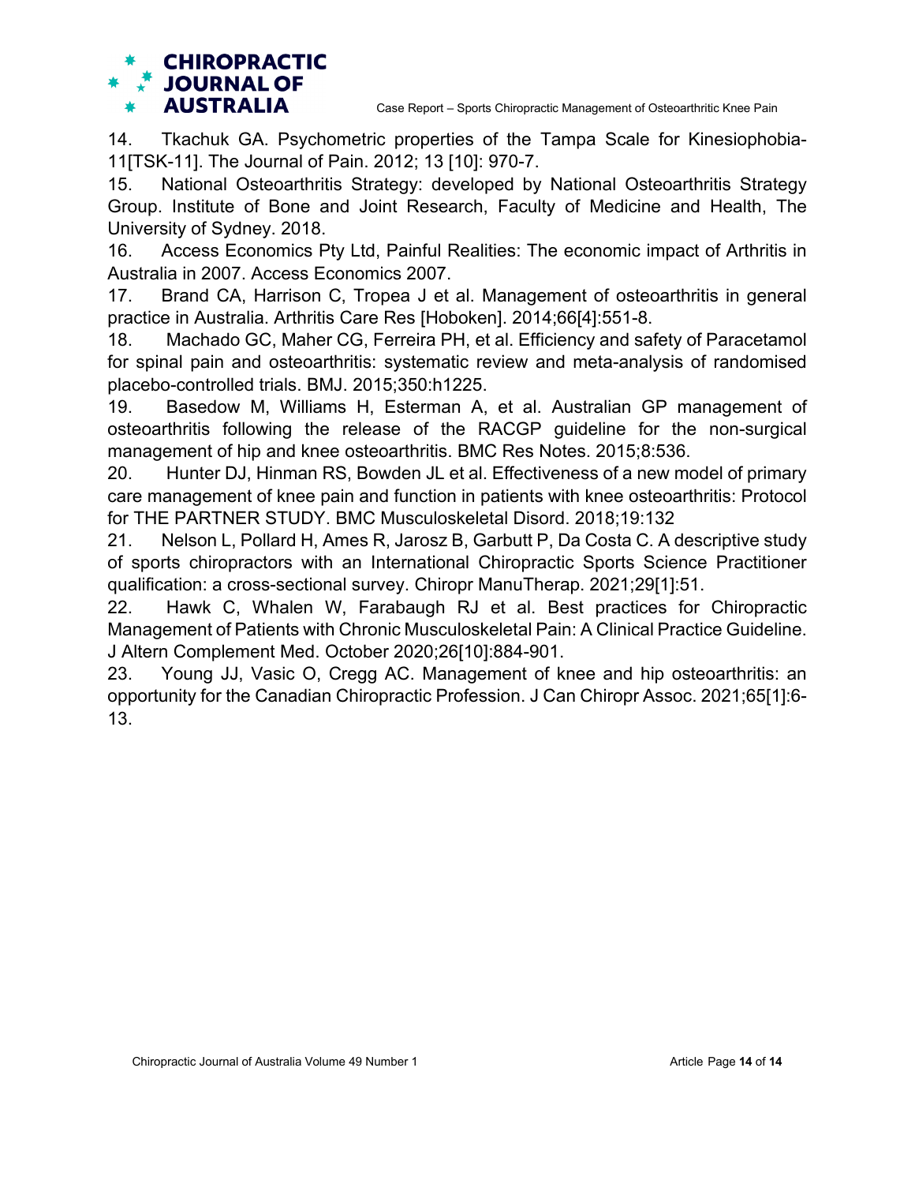14. Tkachuk GA. Psychometric properties of the Tampa Scale for Kinesiophobia-11[TSK-11]. The Journal of Pain. 2012; 13 [10]: 970-7.

15. National Osteoarthritis Strategy: developed by National Osteoarthritis Strategy Group. Institute of Bone and Joint Research, Faculty of Medicine and Health, The University of Sydney. 2018.

16. Access Economics Pty Ltd, Painful Realities: The economic impact of Arthritis in Australia in 2007. Access Economics 2007.

17. Brand CA, Harrison C, Tropea J et al. Management of osteoarthritis in general practice in Australia. Arthritis Care Res [Hoboken]. 2014;66[4]:551-8.

18. Machado GC, Maher CG, Ferreira PH, et al. Efficiency and safety of Paracetamol for spinal pain and osteoarthritis: systematic review and meta-analysis of randomised placebo-controlled trials. BMJ. 2015;350:h1225.

19. Basedow M, Williams H, Esterman A, et al. Australian GP management of osteoarthritis following the release of the RACGP guideline for the non-surgical management of hip and knee osteoarthritis. BMC Res Notes. 2015;8:536.

20. Hunter DJ, Hinman RS, Bowden JL et al. Effectiveness of a new model of primary care management of knee pain and function in patients with knee osteoarthritis: Protocol for THE PARTNER STUDY. BMC Musculoskeletal Disord. 2018;19:132

21. Nelson L, Pollard H, Ames R, Jarosz B, Garbutt P, Da Costa C. A descriptive study of sports chiropractors with an International Chiropractic Sports Science Practitioner qualification: a cross-sectional survey. Chiropr ManuTherap. 2021;29[1]:51.

22. Hawk C, Whalen W, Farabaugh RJ et al. Best practices for Chiropractic Management of Patients with Chronic Musculoskeletal Pain: A Clinical Practice Guideline. J Altern Complement Med. October 2020;26[10]:884-901.

23. Young JJ, Vasic O, Cregg AC. Management of knee and hip osteoarthritis: an opportunity for the Canadian Chiropractic Profession. J Can Chiropr Assoc. 2021;65[1]:6-13.